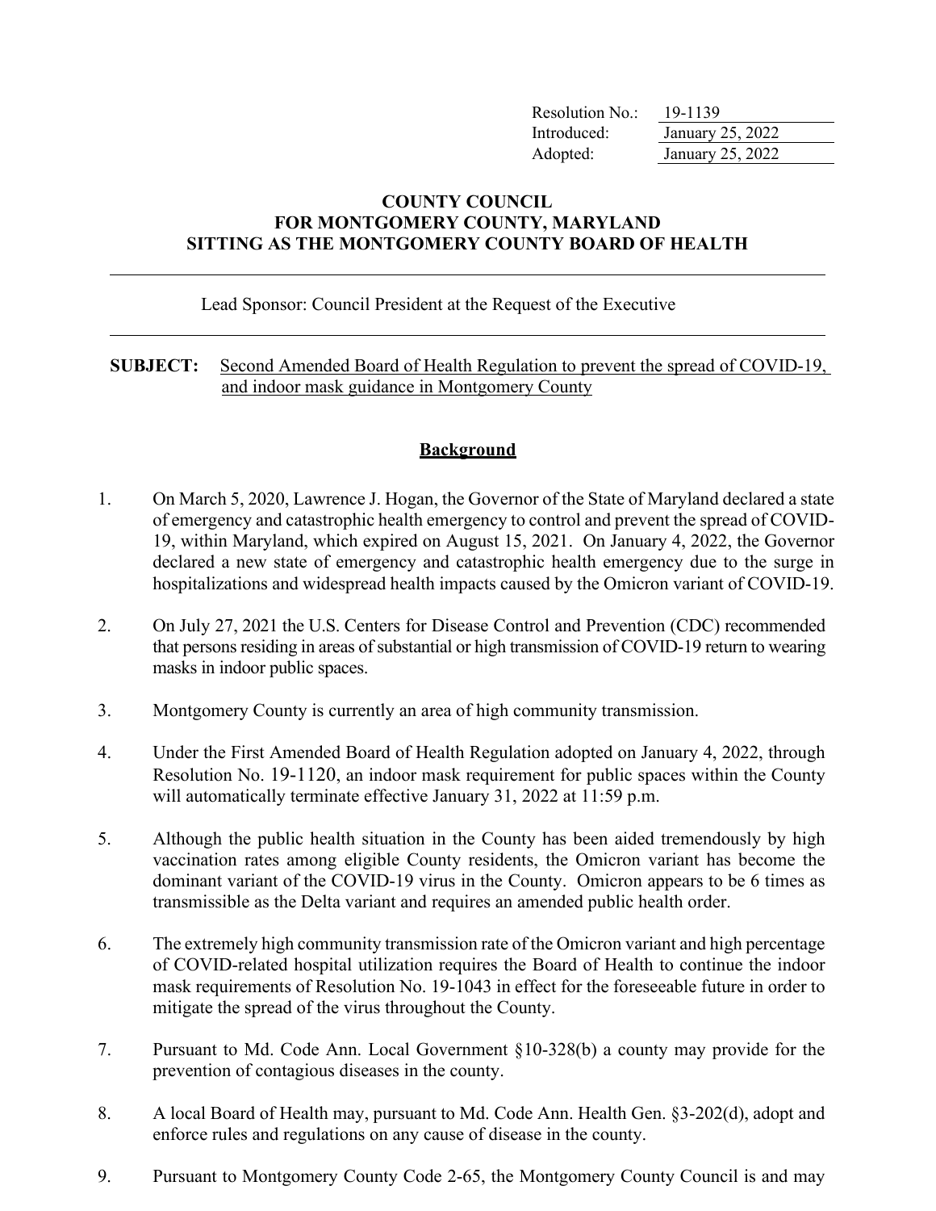| Resolution No.: | 19-1139 |
|---|---|
| Introduced: | January 25, 2022 |
| Adopted: | January 25, 2022 |

**COUNTY COUNCIL**
**FOR MONTGOMERY COUNTY, MARYLAND**
**SITTING AS THE MONTGOMERY COUNTY BOARD OF HEALTH**

---

Lead Sponsor: Council President at the Request of the Executive

---

**SUBJECT:** Second Amended Board of Health Regulation to prevent the spread of COVID-19, and indoor mask guidance in Montgomery County

## Background

1. On March 5, 2020, Lawrence J. Hogan, the Governor of the State of Maryland declared a state of emergency and catastrophic health emergency to control and prevent the spread of COVID-19, within Maryland, which expired on August 15, 2021. On January 4, 2022, the Governor declared a new state of emergency and catastrophic health emergency due to the surge in hospitalizations and widespread health impacts caused by the Omicron variant of COVID-19.

2. On July 27, 2021 the U.S. Centers for Disease Control and Prevention (CDC) recommended that persons residing in areas of substantial or high transmission of COVID-19 return to wearing masks in indoor public spaces.

3. Montgomery County is currently an area of high community transmission.

4. Under the First Amended Board of Health Regulation adopted on January 4, 2022, through Resolution No. 19-1120, an indoor mask requirement for public spaces within the County will automatically terminate effective January 31, 2022 at 11:59 p.m.

5. Although the public health situation in the County has been aided tremendously by high vaccination rates among eligible County residents, the Omicron variant has become the dominant variant of the COVID-19 virus in the County. Omicron appears to be 6 times as transmissible as the Delta variant and requires an amended public health order.

6. The extremely high community transmission rate of the Omicron variant and high percentage of COVID-related hospital utilization requires the Board of Health to continue the indoor mask requirements of Resolution No. 19-1043 in effect for the foreseeable future in order to mitigate the spread of the virus throughout the County.

7. Pursuant to Md. Code Ann. Local Government §10-328(b) a county may provide for the prevention of contagious diseases in the county.

8. A local Board of Health may, pursuant to Md. Code Ann. Health Gen. §3-202(d), adopt and enforce rules and regulations on any cause of disease in the county.

9. Pursuant to Montgomery County Code 2-65, the Montgomery County Council is and may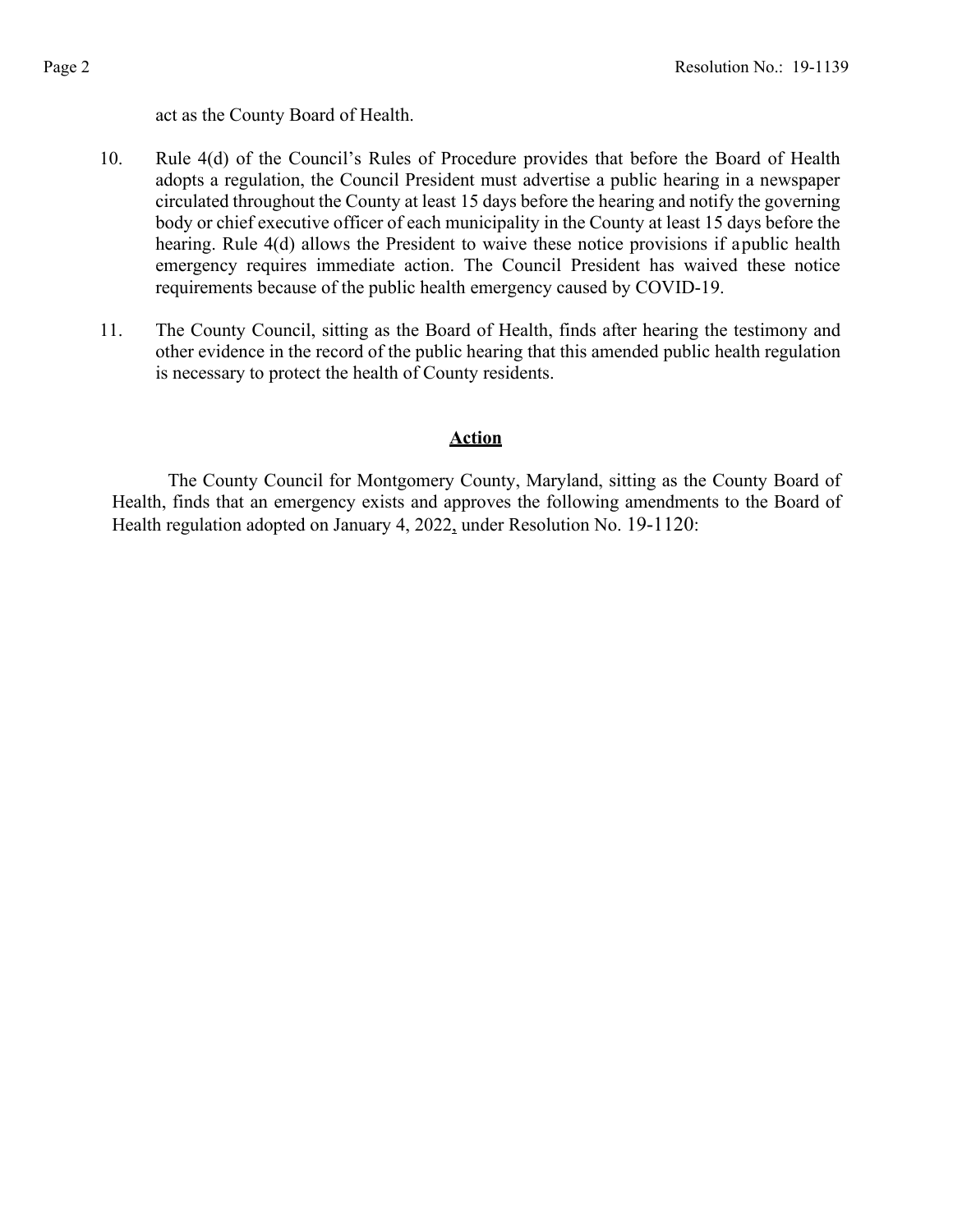act as the County Board of Health.

10. Rule 4(d) of the Council's Rules of Procedure provides that before the Board of Health adopts a regulation, the Council President must advertise a public hearing in a newspaper circulated throughout the County at least 15 days before the hearing and notify the governing body or chief executive officer of each municipality in the County at least 15 days before the hearing. Rule 4(d) allows the President to waive these notice provisions if a public health emergency requires immediate action. The Council President has waived these notice requirements because of the public health emergency caused by COVID-19.

11. The County Council, sitting as the Board of Health, finds after hearing the testimony and other evidence in the record of the public hearing that this amended public health regulation is necessary to protect the health of County residents.

## **Action**

The County Council for Montgomery County, Maryland, sitting as the County Board of Health, finds that an emergency exists and approves the following amendments to the Board of Health regulation adopted on January 4, 2022, under Resolution No. 19-1120: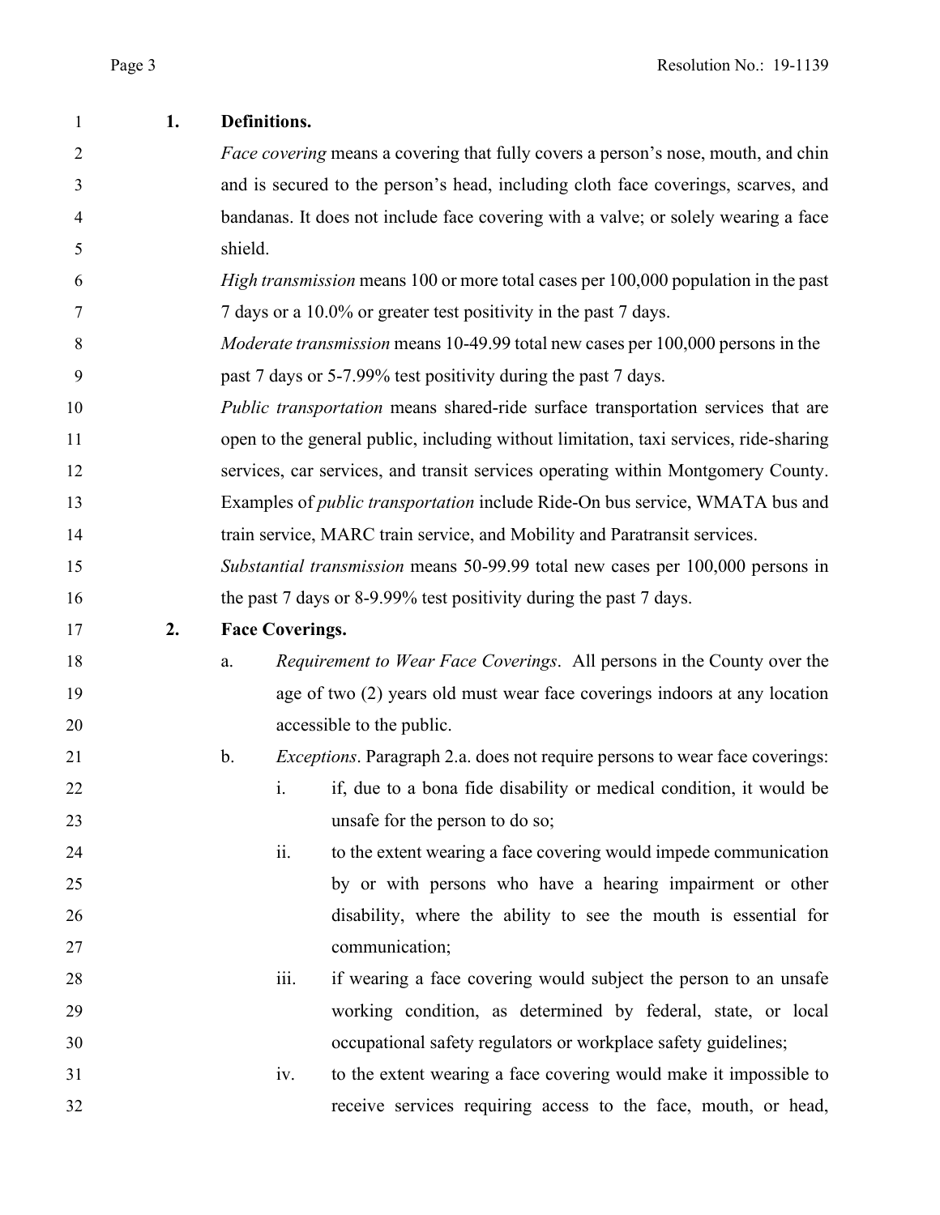**1. Definitions.**

*Face covering* means a covering that fully covers a person's nose, mouth, and chin and is secured to the person's head, including cloth face coverings, scarves, and bandanas. It does not include face covering with a valve; or solely wearing a face shield.

*High transmission* means 100 or more total cases per 100,000 population in the past 7 days or a 10.0% or greater test positivity in the past 7 days.

*Moderate transmission* means 10-49.99 total new cases per 100,000 persons in the past 7 days or 5-7.99% test positivity during the past 7 days.

*Public transportation* means shared-ride surface transportation services that are open to the general public, including without limitation, taxi services, ride-sharing services, car services, and transit services operating within Montgomery County. Examples of *public transportation* include Ride-On bus service, WMATA bus and train service, MARC train service, and Mobility and Paratransit services.

*Substantial transmission* means 50-99.99 total new cases per 100,000 persons in the past 7 days or 8-9.99% test positivity during the past 7 days.

**2. Face Coverings.**

a. *Requirement to Wear Face Coverings*. All persons in the County over the age of two (2) years old must wear face coverings indoors at any location accessible to the public.

b. *Exceptions*. Paragraph 2.a. does not require persons to wear face coverings:

i. if, due to a bona fide disability or medical condition, it would be unsafe for the person to do so;

ii. to the extent wearing a face covering would impede communication by or with persons who have a hearing impairment or other disability, where the ability to see the mouth is essential for communication;

iii. if wearing a face covering would subject the person to an unsafe working condition, as determined by federal, state, or local occupational safety regulators or workplace safety guidelines;

iv. to the extent wearing a face covering would make it impossible to receive services requiring access to the face, mouth, or head,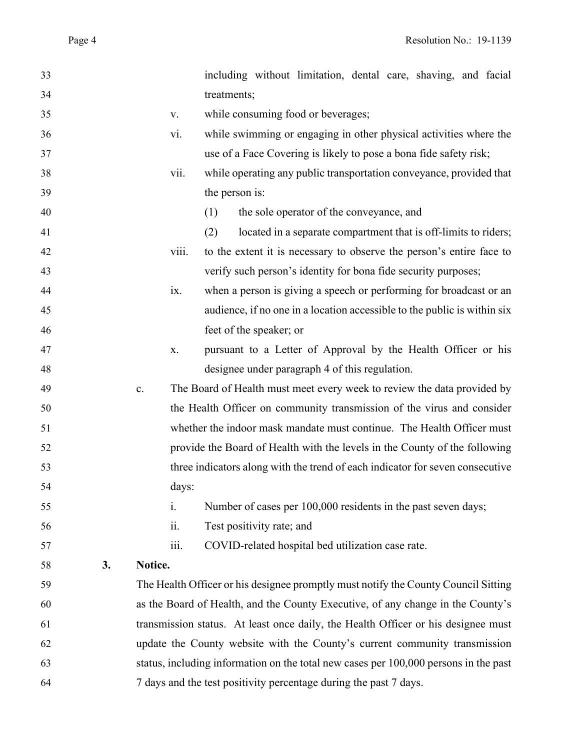including without limitation, dental care, shaving, and facial treatments;

v. while consuming food or beverages;

vi. while swimming or engaging in other physical activities where the use of a Face Covering is likely to pose a bona fide safety risk;

vii. while operating any public transportation conveyance, provided that the person is:

(1) the sole operator of the conveyance, and

(2) located in a separate compartment that is off-limits to riders;

viii. to the extent it is necessary to observe the person's entire face to verify such person's identity for bona fide security purposes;

ix. when a person is giving a speech or performing for broadcast or an audience, if no one in a location accessible to the public is within six feet of the speaker; or

x. pursuant to a Letter of Approval by the Health Officer or his designee under paragraph 4 of this regulation.

c. The Board of Health must meet every week to review the data provided by the Health Officer on community transmission of the virus and consider whether the indoor mask mandate must continue. The Health Officer must provide the Board of Health with the levels in the County of the following three indicators along with the trend of each indicator for seven consecutive days:

i. Number of cases per 100,000 residents in the past seven days;

ii. Test positivity rate; and

iii. COVID-related hospital bed utilization case rate.

**3. Notice.**

The Health Officer or his designee promptly must notify the County Council Sitting as the Board of Health, and the County Executive, of any change in the County's transmission status. At least once daily, the Health Officer or his designee must update the County website with the County's current community transmission status, including information on the total new cases per 100,000 persons in the past 7 days and the test positivity percentage during the past 7 days.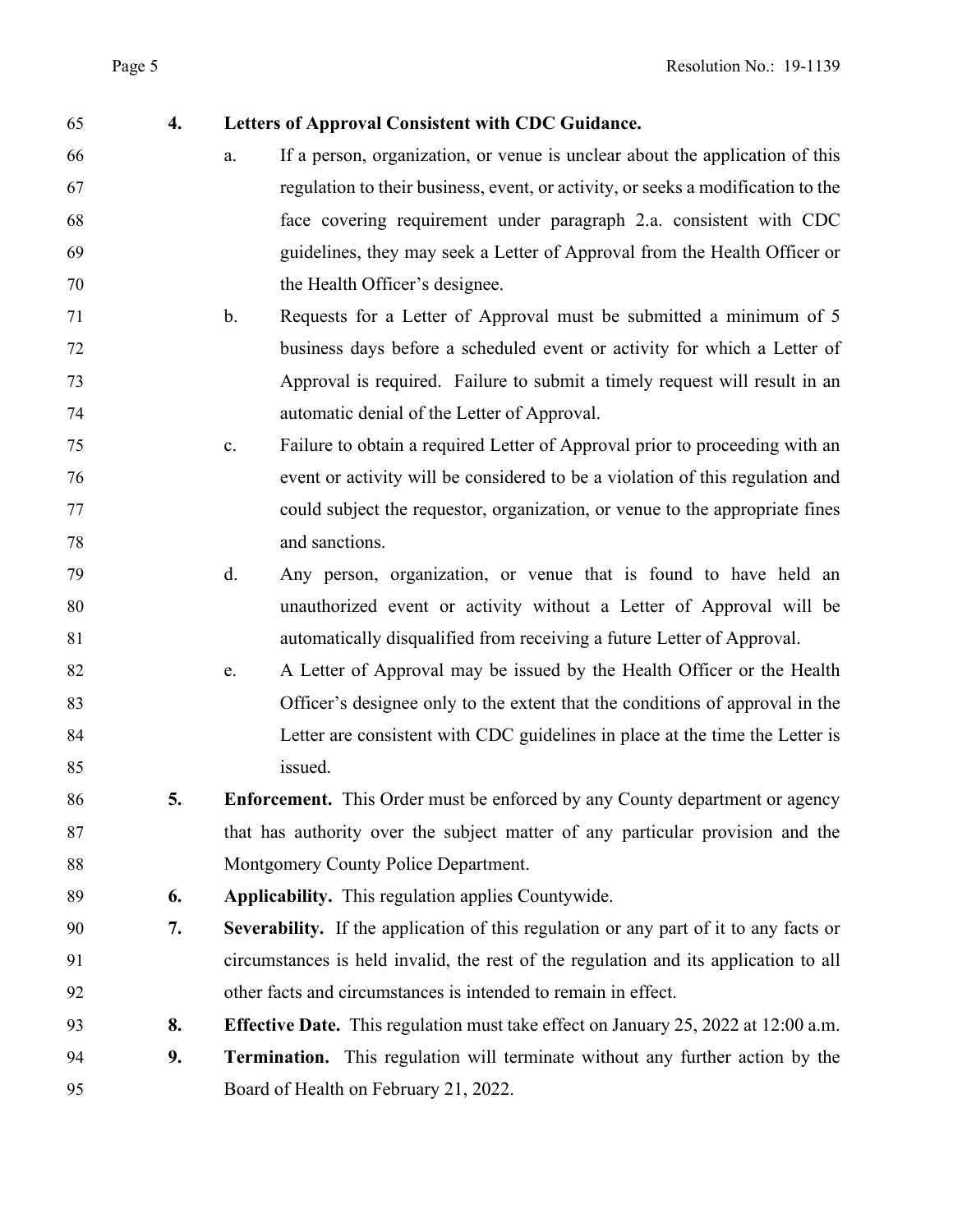**4. Letters of Approval Consistent with CDC Guidance.**

a. If a person, organization, or venue is unclear about the application of this regulation to their business, event, or activity, or seeks a modification to the face covering requirement under paragraph 2.a. consistent with CDC guidelines, they may seek a Letter of Approval from the Health Officer or the Health Officer's designee.

b. Requests for a Letter of Approval must be submitted a minimum of 5 business days before a scheduled event or activity for which a Letter of Approval is required. Failure to submit a timely request will result in an automatic denial of the Letter of Approval.

c. Failure to obtain a required Letter of Approval prior to proceeding with an event or activity will be considered to be a violation of this regulation and could subject the requestor, organization, or venue to the appropriate fines and sanctions.

d. Any person, organization, or venue that is found to have held an unauthorized event or activity without a Letter of Approval will be automatically disqualified from receiving a future Letter of Approval.

e. A Letter of Approval may be issued by the Health Officer or the Health Officer's designee only to the extent that the conditions of approval in the Letter are consistent with CDC guidelines in place at the time the Letter is issued.

**5. Enforcement.** This Order must be enforced by any County department or agency that has authority over the subject matter of any particular provision and the Montgomery County Police Department.

**6. Applicability.** This regulation applies Countywide.

**7. Severability.** If the application of this regulation or any part of it to any facts or circumstances is held invalid, the rest of the regulation and its application to all other facts and circumstances is intended to remain in effect.

**8. Effective Date.** This regulation must take effect on January 25, 2022 at 12:00 a.m.

**9. Termination.** This regulation will terminate without any further action by the Board of Health on February 21, 2022.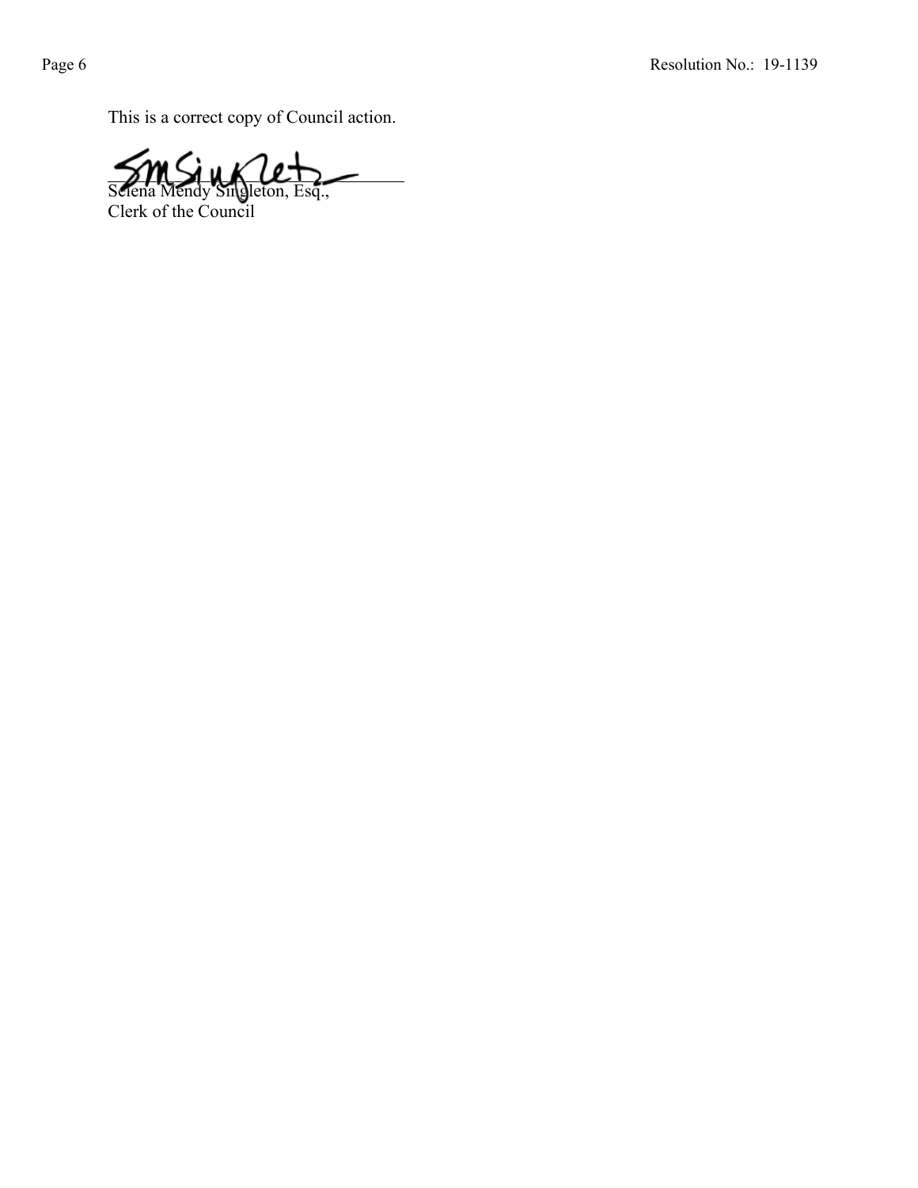This is a correct copy of Council action.

Selena Mendy Singleton, Esq.,
Clerk of the Council